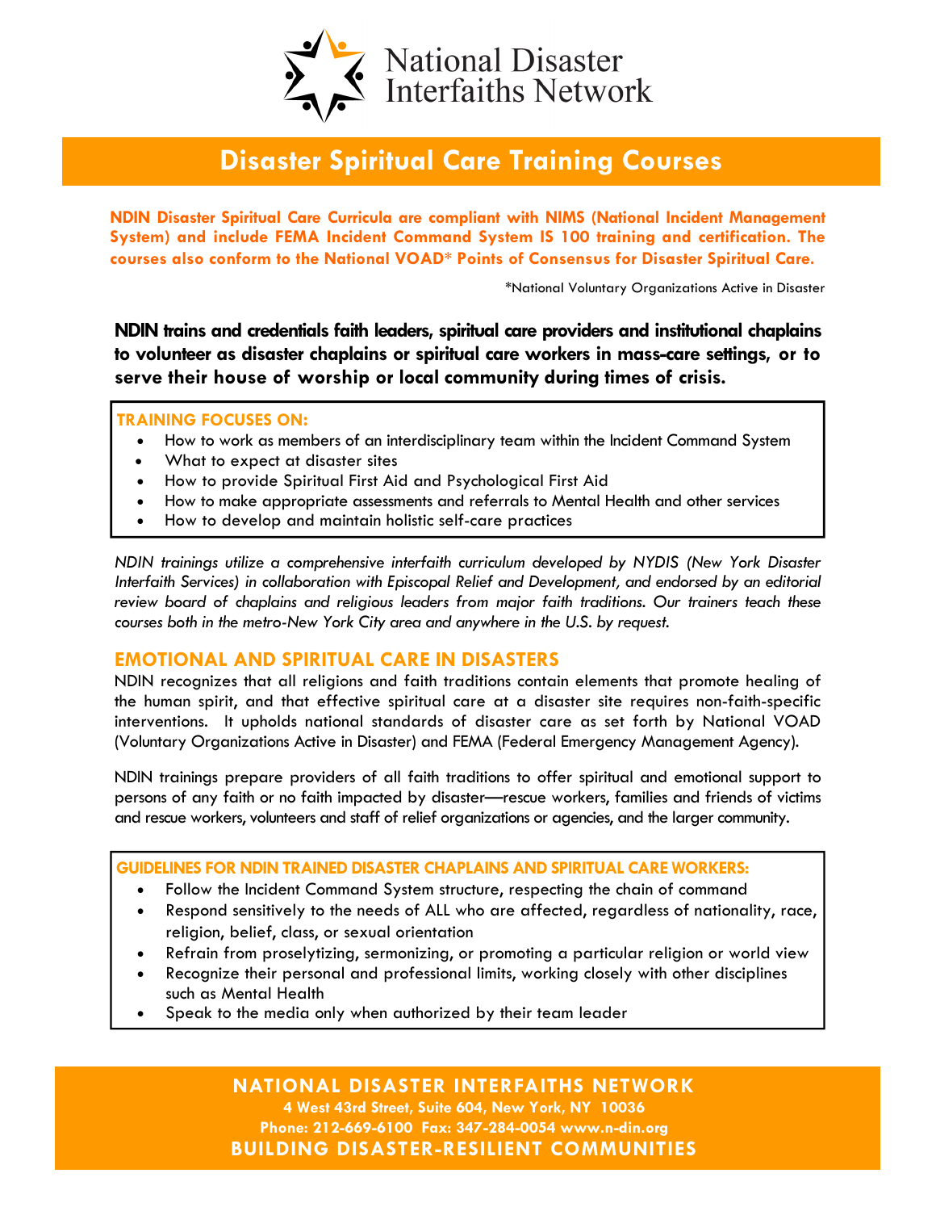# National Disaster Interfaiths Network

## Disaster Spiritual Care Training Courses

**NDIN Disaster Spiritual Care Curricula are compliant with NIMS (National Incident Management System) and include FEMA Incident Command System IS 100 training and certification. The courses also conform to the National VOAD* Points of Consensus for Disaster Spiritual Care.**

*National Voluntary Organizations Active in Disaster

**NDIN trains and credentials faith leaders, spiritual care providers and institutional chaplains to volunteer as disaster chaplains or spiritual care workers in mass-care settings, or to serve their house of worship or local community during times of crisis.**

**TRAINING FOCUSES ON:**

- How to work as members of an interdisciplinary team within the Incident Command System
- What to expect at disaster sites
- How to provide Spiritual First Aid and Psychological First Aid
- How to make appropriate assessments and referrals to Mental Health and other services
- How to develop and maintain holistic self-care practices

*NDIN trainings utilize a comprehensive interfaith curriculum developed by NYDIS (New York Disaster Interfaith Services) in collaboration with Episcopal Relief and Development, and endorsed by an editorial review board of chaplains and religious leaders from major faith traditions. Our trainers teach these courses both in the metro-New York City area and anywhere in the U.S. by request.*

## EMOTIONAL AND SPIRITUAL CARE IN DISASTERS

NDIN recognizes that all religions and faith traditions contain elements that promote healing of the human spirit, and that effective spiritual care at a disaster site requires non-faith-specific interventions. It upholds national standards of disaster care as set forth by National VOAD (Voluntary Organizations Active in Disaster) and FEMA (Federal Emergency Management Agency).

NDIN trainings prepare providers of all faith traditions to offer spiritual and emotional support to persons of any faith or no faith impacted by disaster—rescue workers, families and friends of victims and rescue workers, volunteers and staff of relief organizations or agencies, and the larger community.

**GUIDELINES FOR NDIN TRAINED DISASTER CHAPLAINS AND SPIRITUAL CARE WORKERS:**

- Follow the Incident Command System structure, respecting the chain of command
- Respond sensitively to the needs of ALL who are affected, regardless of nationality, race, religion, belief, class, or sexual orientation
- Refrain from proselytizing, sermonizing, or promoting a particular religion or world view
- Recognize their personal and professional limits, working closely with other disciplines such as Mental Health
- Speak to the media only when authorized by their team leader

**NATIONAL DISASTER INTERFAITHS NETWORK**
**4 West 43rd Street, Suite 604, New York, NY 10036**
**Phone: 212-669-6100 Fax: 347-284-0054 www.n-din.org**
**BUILDING DISASTER-RESILIENT COMMUNITIES**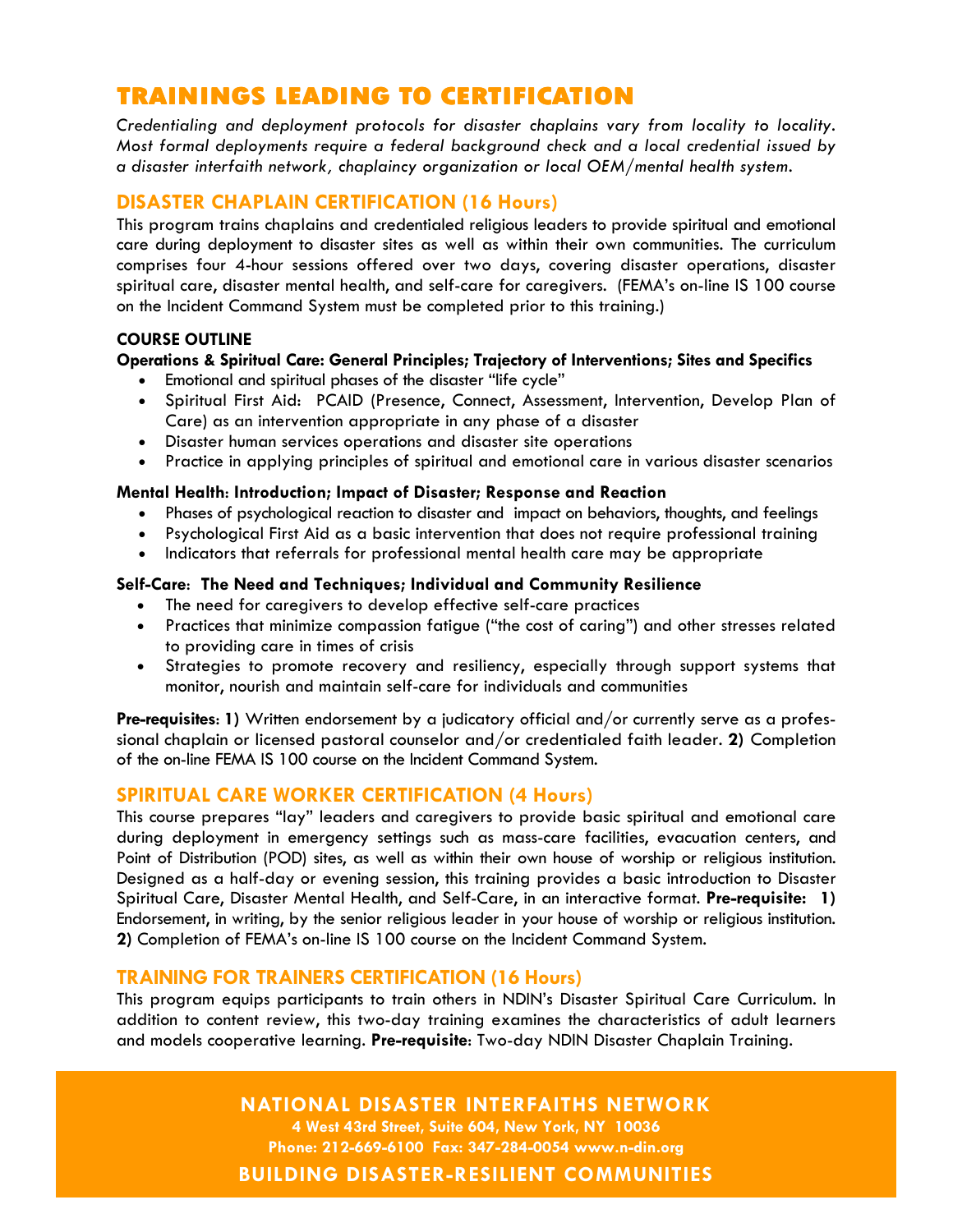# TRAININGS LEADING TO CERTIFICATION

*Credentialing and deployment protocols for disaster chaplains vary from locality to locality. Most formal deployments require a federal background check and a local credential issued by a disaster interfaith network, chaplaincy organization or local OEM/mental health system.*

## DISASTER CHAPLAIN CERTIFICATION (16 Hours)

This program trains chaplains and credentialed religious leaders to provide spiritual and emotional care during deployment to disaster sites as well as within their own communities. The curriculum comprises four 4-hour sessions offered over two days, covering disaster operations, disaster spiritual care, disaster mental health, and self-care for caregivers. (FEMA's on-line IS 100 course on the Incident Command System must be completed prior to this training.)

**COURSE OUTLINE**

**Operations & Spiritual Care: General Principles; Trajectory of Interventions; Sites and Specifics**

- Emotional and spiritual phases of the disaster "life cycle"
- Spiritual First Aid: PCAID (Presence, Connect, Assessment, Intervention, Develop Plan of Care) as an intervention appropriate in any phase of a disaster
- Disaster human services operations and disaster site operations
- Practice in applying principles of spiritual and emotional care in various disaster scenarios

**Mental Health: Introduction; Impact of Disaster; Response and Reaction**

- Phases of psychological reaction to disaster and impact on behaviors, thoughts, and feelings
- Psychological First Aid as a basic intervention that does not require professional training
- Indicators that referrals for professional mental health care may be appropriate

**Self-Care: The Need and Techniques; Individual and Community Resilience**

- The need for caregivers to develop effective self-care practices
- Practices that minimize compassion fatigue ("the cost of caring") and other stresses related to providing care in times of crisis
- Strategies to promote recovery and resiliency, especially through support systems that monitor, nourish and maintain self-care for individuals and communities

**Pre-requisites: 1)** Written endorsement by a judicatory official and/or currently serve as a professional chaplain or licensed pastoral counselor and/or credentialed faith leader. **2)** Completion of the on-line FEMA IS 100 course on the Incident Command System.

## SPIRITUAL CARE WORKER CERTIFICATION (4 Hours)

This course prepares "lay" leaders and caregivers to provide basic spiritual and emotional care during deployment in emergency settings such as mass-care facilities, evacuation centers, and Point of Distribution (POD) sites, as well as within their own house of worship or religious institution. Designed as a half-day or evening session, this training provides a basic introduction to Disaster Spiritual Care, Disaster Mental Health, and Self-Care, in an interactive format. **Pre-requisite: 1)** Endorsement, in writing, by the senior religious leader in your house of worship or religious institution. **2)** Completion of FEMA's on-line IS 100 course on the Incident Command System.

## TRAINING FOR TRAINERS CERTIFICATION (16 Hours)

This program equips participants to train others in NDIN's Disaster Spiritual Care Curriculum. In addition to content review, this two-day training examines the characteristics of adult learners and models cooperative learning. **Pre-requisite**: Two-day NDIN Disaster Chaplain Training.

**NATIONAL DISASTER INTERFAITHS NETWORK**
**4 West 43rd Street, Suite 604, New York, NY 10036**
**Phone: 212-669-6100 Fax: 347-284-0054 www.n-din.org**
**BUILDING DISASTER-RESILIENT COMMUNITIES**